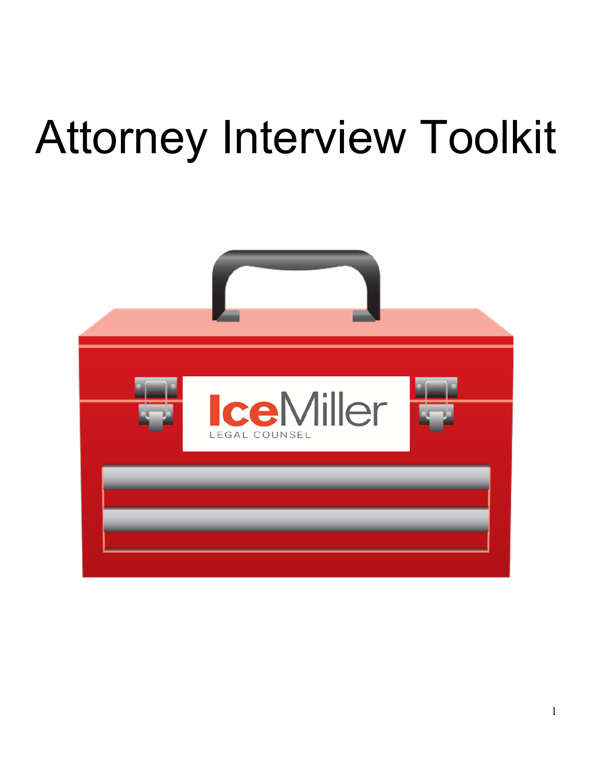# Attorney Interview Toolkit

IceMiller
LEGAL COUNSEL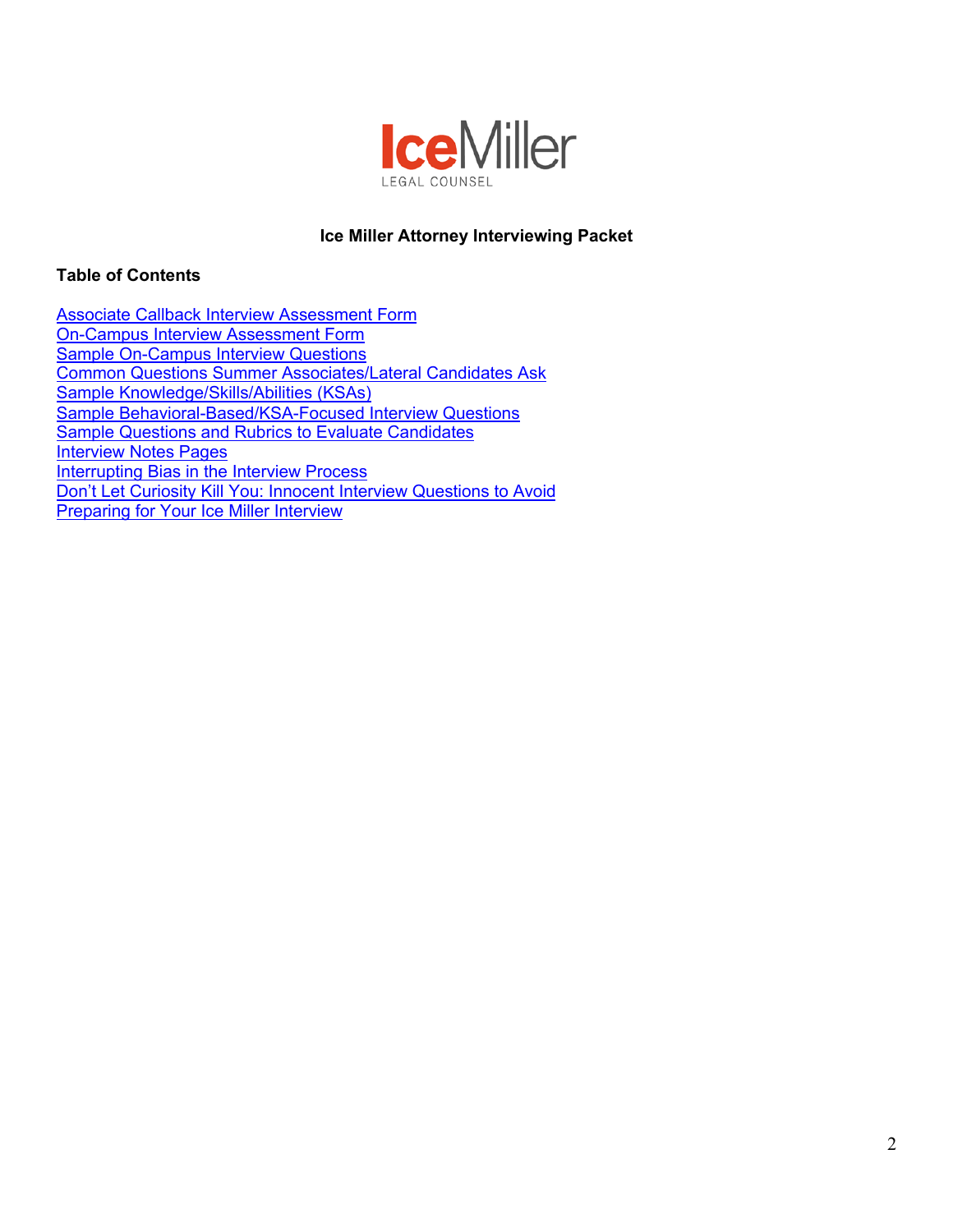# Ice Miller Attorney Interviewing Packet

## Table of Contents

Associate Callback Interview Assessment Form
On-Campus Interview Assessment Form
Sample On-Campus Interview Questions
Common Questions Summer Associates/Lateral Candidates Ask
Sample Knowledge/Skills/Abilities (KSAs)
Sample Behavioral-Based/KSA-Focused Interview Questions
Sample Questions and Rubrics to Evaluate Candidates
Interview Notes Pages
Interrupting Bias in the Interview Process
Don't Let Curiosity Kill You: Innocent Interview Questions to Avoid
Preparing for Your Ice Miller Interview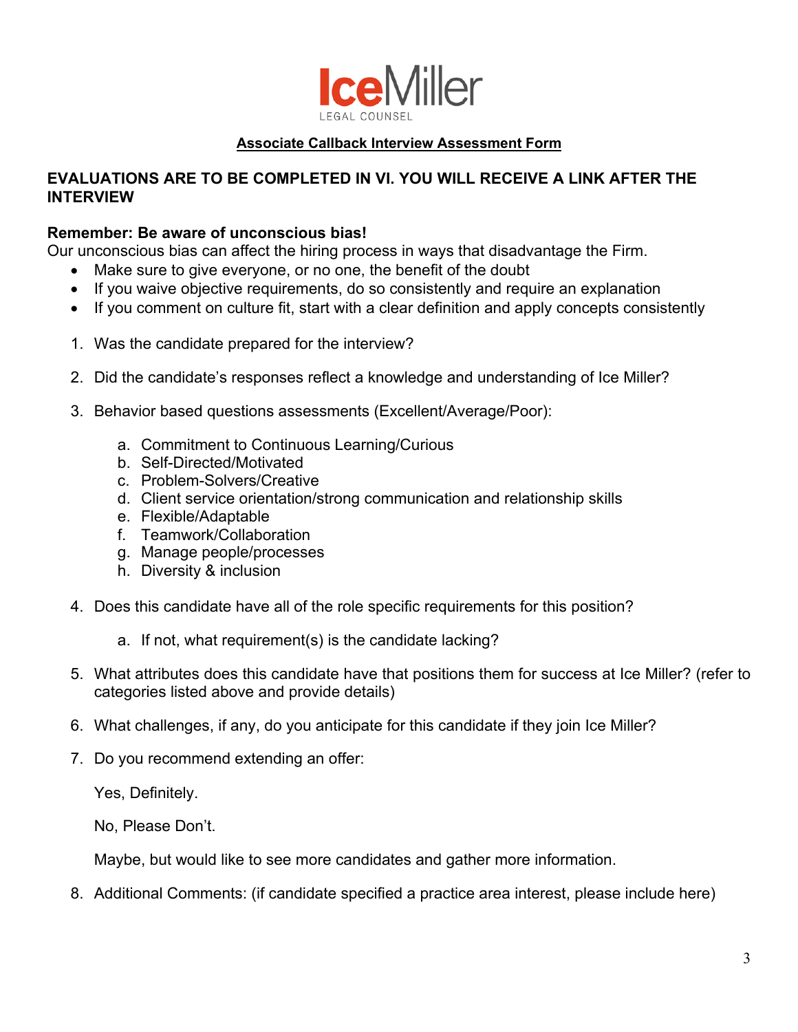**IceMiller**
LEGAL COUNSEL

## Associate Callback Interview Assessment Form

**EVALUATIONS ARE TO BE COMPLETED IN VI. YOU WILL RECEIVE A LINK AFTER THE INTERVIEW**

**Remember: Be aware of unconscious bias!**
Our unconscious bias can affect the hiring process in ways that disadvantage the Firm.

- Make sure to give everyone, or no one, the benefit of the doubt
- If you waive objective requirements, do so consistently and require an explanation
- If you comment on culture fit, start with a clear definition and apply concepts consistently

1. Was the candidate prepared for the interview?

2. Did the candidate's responses reflect a knowledge and understanding of Ice Miller?

3. Behavior based questions assessments (Excellent/Average/Poor):

   a. Commitment to Continuous Learning/Curious
   b. Self-Directed/Motivated
   c. Problem-Solvers/Creative
   d. Client service orientation/strong communication and relationship skills
   e. Flexible/Adaptable
   f. Teamwork/Collaboration
   g. Manage people/processes
   h. Diversity & inclusion

4. Does this candidate have all of the role specific requirements for this position?

   a. If not, what requirement(s) is the candidate lacking?

5. What attributes does this candidate have that positions them for success at Ice Miller? (refer to categories listed above and provide details)

6. What challenges, if any, do you anticipate for this candidate if they join Ice Miller?

7. Do you recommend extending an offer:

   Yes, Definitely.

   No, Please Don't.

   Maybe, but would like to see more candidates and gather more information.

8. Additional Comments: (if candidate specified a practice area interest, please include here)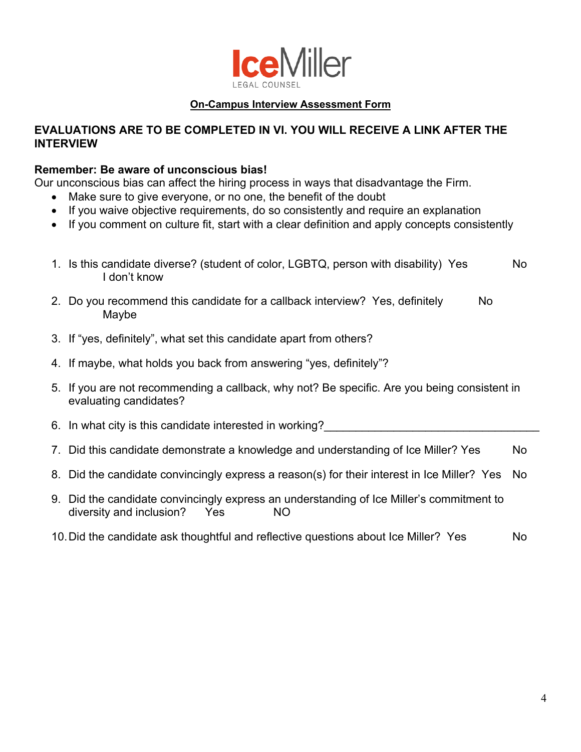IceMiller
LEGAL COUNSEL

**On-Campus Interview Assessment Form**

**EVALUATIONS ARE TO BE COMPLETED IN VI. YOU WILL RECEIVE A LINK AFTER THE INTERVIEW**

**Remember: Be aware of unconscious bias!**
Our unconscious bias can affect the hiring process in ways that disadvantage the Firm.

- Make sure to give everyone, or no one, the benefit of the doubt
- If you waive objective requirements, do so consistently and require an explanation
- If you comment on culture fit, start with a clear definition and apply concepts consistently

1. Is this candidate diverse? (student of color, LGBTQ, person with disability) Yes No I don't know
2. Do you recommend this candidate for a callback interview? Yes, definitely No Maybe
3. If "yes, definitely", what set this candidate apart from others?
4. If maybe, what holds you back from answering "yes, definitely"?
5. If you are not recommending a callback, why not? Be specific. Are you being consistent in evaluating candidates?
6. In what city is this candidate interested in working?___________________________________
7. Did this candidate demonstrate a knowledge and understanding of Ice Miller? Yes No
8. Did the candidate convincingly express a reason(s) for their interest in Ice Miller? Yes No
9. Did the candidate convincingly express an understanding of Ice Miller's commitment to diversity and inclusion? Yes NO
10. Did the candidate ask thoughtful and reflective questions about Ice Miller? Yes No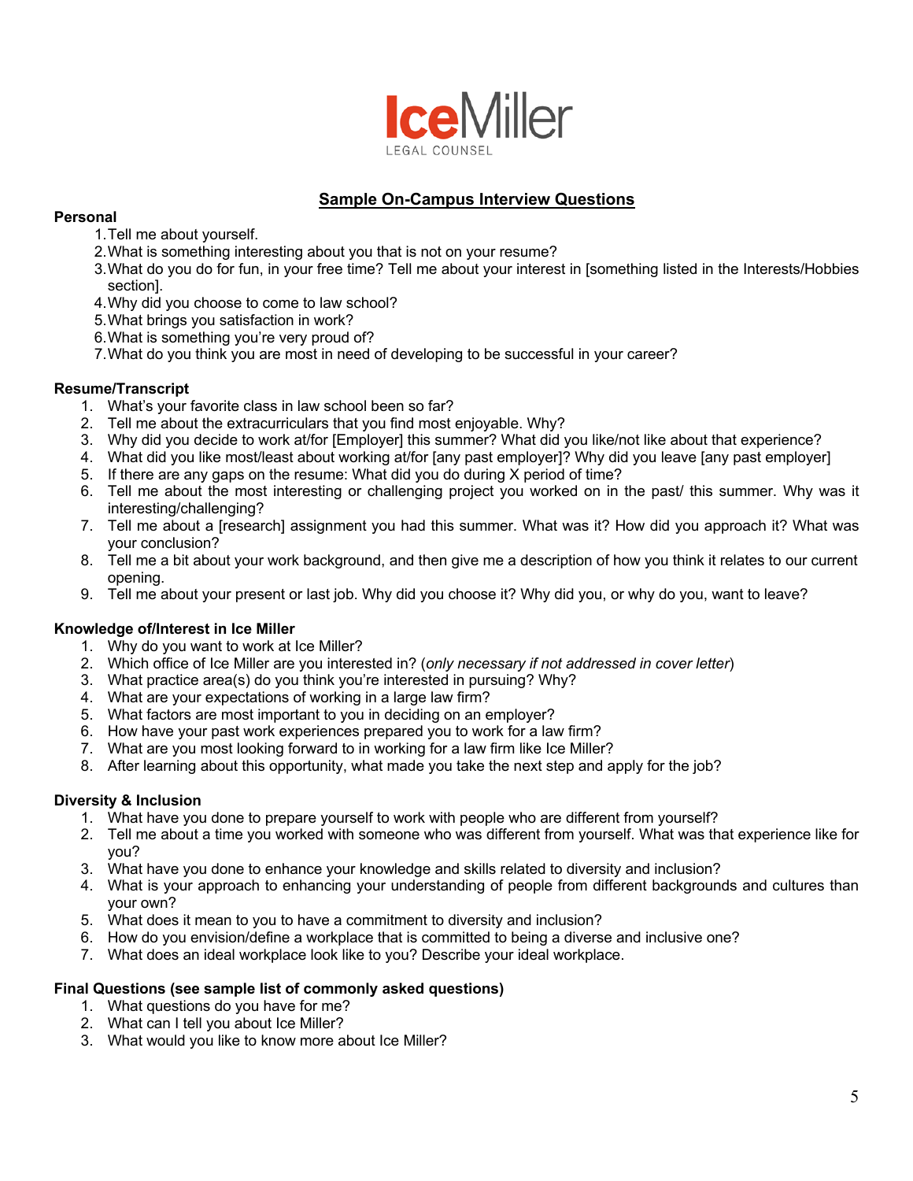IceMiller
LEGAL COUNSEL

## Sample On-Campus Interview Questions

**Personal**

1. Tell me about yourself.
2. What is something interesting about you that is not on your resume?
3. What do you do for fun, in your free time? Tell me about your interest in [something listed in the Interests/Hobbies section].
4. Why did you choose to come to law school?
5. What brings you satisfaction in work?
6. What is something you're very proud of?
7. What do you think you are most in need of developing to be successful in your career?

**Resume/Transcript**

1. What's your favorite class in law school been so far?
2. Tell me about the extracurriculars that you find most enjoyable. Why?
3. Why did you decide to work at/for [Employer] this summer? What did you like/not like about that experience?
4. What did you like most/least about working at/for [any past employer]? Why did you leave [any past employer]
5. If there are any gaps on the resume: What did you do during X period of time?
6. Tell me about the most interesting or challenging project you worked on in the past/ this summer. Why was it interesting/challenging?
7. Tell me about a [research] assignment you had this summer. What was it? How did you approach it? What was your conclusion?
8. Tell me a bit about your work background, and then give me a description of how you think it relates to our current opening.
9. Tell me about your present or last job. Why did you choose it? Why did you, or why do you, want to leave?

**Knowledge of/Interest in Ice Miller**

1. Why do you want to work at Ice Miller?
2. Which office of Ice Miller are you interested in? (*only necessary if not addressed in cover letter*)
3. What practice area(s) do you think you're interested in pursuing? Why?
4. What are your expectations of working in a large law firm?
5. What factors are most important to you in deciding on an employer?
6. How have your past work experiences prepared you to work for a law firm?
7. What are you most looking forward to in working for a law firm like Ice Miller?
8. After learning about this opportunity, what made you take the next step and apply for the job?

**Diversity & Inclusion**

1. What have you done to prepare yourself to work with people who are different from yourself?
2. Tell me about a time you worked with someone who was different from yourself. What was that experience like for you?
3. What have you done to enhance your knowledge and skills related to diversity and inclusion?
4. What is your approach to enhancing your understanding of people from different backgrounds and cultures than your own?
5. What does it mean to you to have a commitment to diversity and inclusion?
6. How do you envision/define a workplace that is committed to being a diverse and inclusive one?
7. What does an ideal workplace look like to you? Describe your ideal workplace.

**Final Questions (see sample list of commonly asked questions)**

1. What questions do you have for me?
2. What can I tell you about Ice Miller?
3. What would you like to know more about Ice Miller?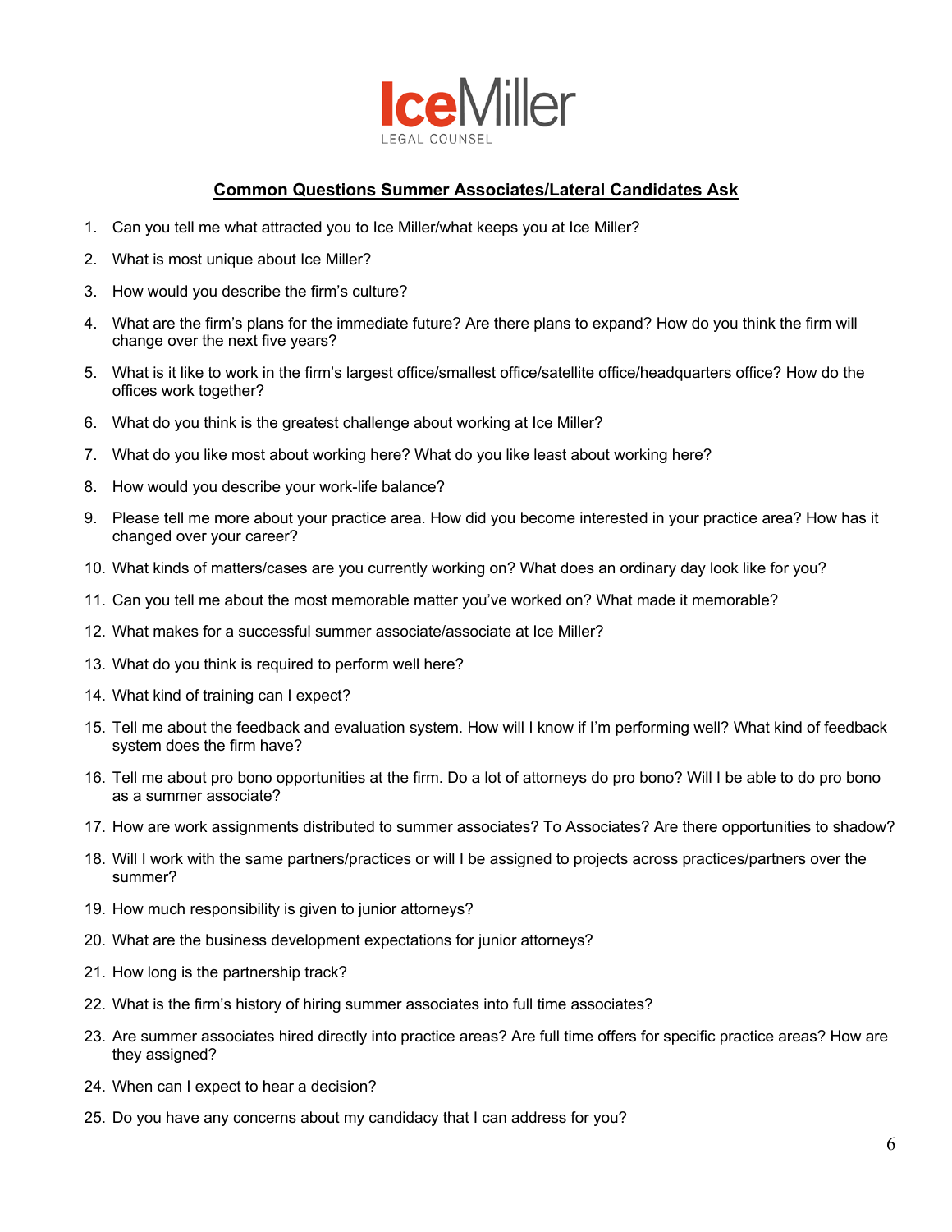IceMiller
LEGAL COUNSEL

## Common Questions Summer Associates/Lateral Candidates Ask

1. Can you tell me what attracted you to Ice Miller/what keeps you at Ice Miller?
2. What is most unique about Ice Miller?
3. How would you describe the firm's culture?
4. What are the firm's plans for the immediate future? Are there plans to expand? How do you think the firm will change over the next five years?
5. What is it like to work in the firm's largest office/smallest office/satellite office/headquarters office? How do the offices work together?
6. What do you think is the greatest challenge about working at Ice Miller?
7. What do you like most about working here? What do you like least about working here?
8. How would you describe your work-life balance?
9. Please tell me more about your practice area. How did you become interested in your practice area? How has it changed over your career?
10. What kinds of matters/cases are you currently working on? What does an ordinary day look like for you?
11. Can you tell me about the most memorable matter you've worked on? What made it memorable?
12. What makes for a successful summer associate/associate at Ice Miller?
13. What do you think is required to perform well here?
14. What kind of training can I expect?
15. Tell me about the feedback and evaluation system. How will I know if I'm performing well? What kind of feedback system does the firm have?
16. Tell me about pro bono opportunities at the firm. Do a lot of attorneys do pro bono? Will I be able to do pro bono as a summer associate?
17. How are work assignments distributed to summer associates? To Associates? Are there opportunities to shadow?
18. Will I work with the same partners/practices or will I be assigned to projects across practices/partners over the summer?
19. How much responsibility is given to junior attorneys?
20. What are the business development expectations for junior attorneys?
21. How long is the partnership track?
22. What is the firm's history of hiring summer associates into full time associates?
23. Are summer associates hired directly into practice areas? Are full time offers for specific practice areas? How are they assigned?
24. When can I expect to hear a decision?
25. Do you have any concerns about my candidacy that I can address for you?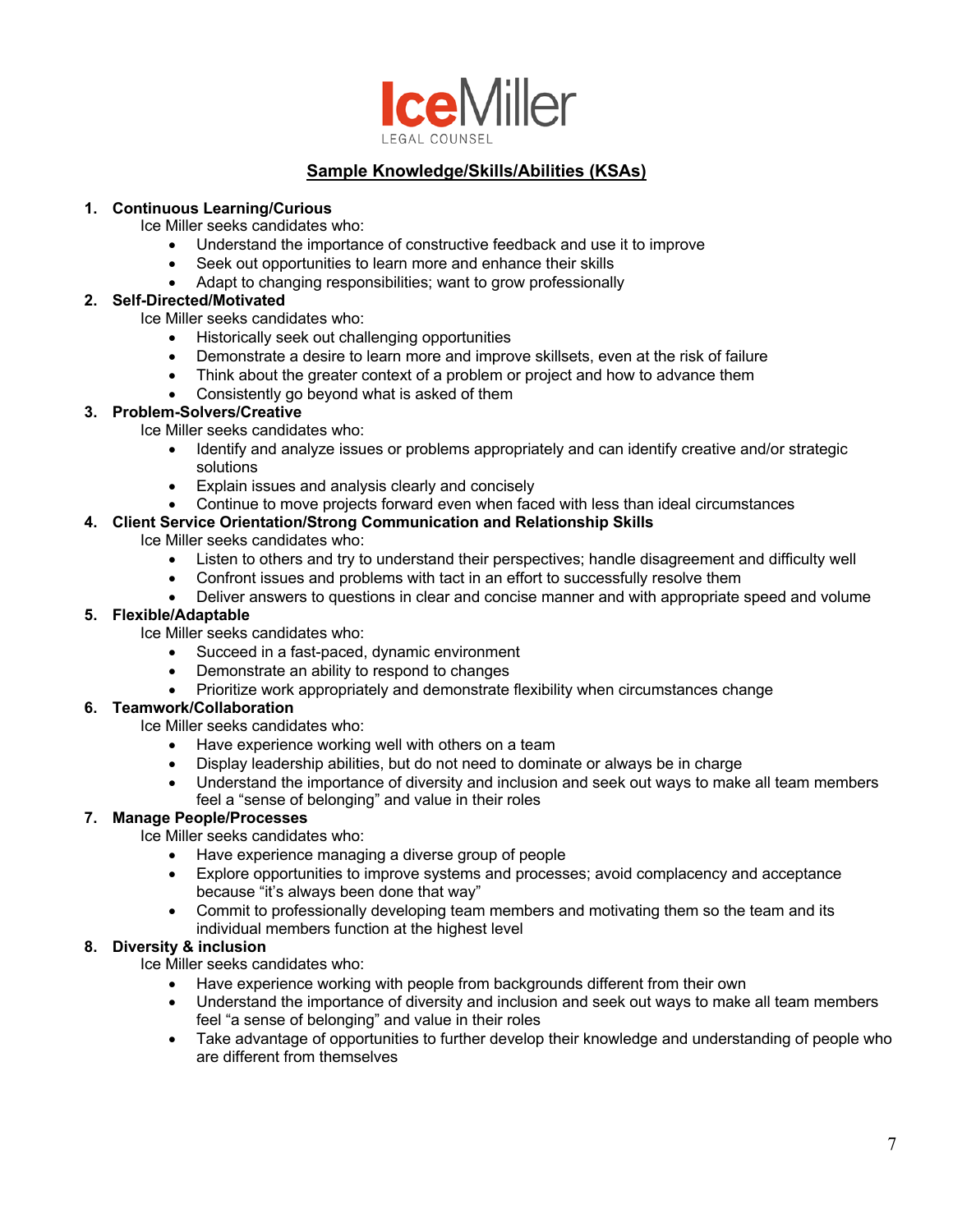Ice Miller
LEGAL COUNSEL

## Sample Knowledge/Skills/Abilities (KSAs)

1. **Continuous Learning/Curious**

   Ice Miller seeks candidates who:
   - Understand the importance of constructive feedback and use it to improve
   - Seek out opportunities to learn more and enhance their skills
   - Adapt to changing responsibilities; want to grow professionally

2. **Self-Directed/Motivated**

   Ice Miller seeks candidates who:
   - Historically seek out challenging opportunities
   - Demonstrate a desire to learn more and improve skillsets, even at the risk of failure
   - Think about the greater context of a problem or project and how to advance them
   - Consistently go beyond what is asked of them

3. **Problem-Solvers/Creative**

   Ice Miller seeks candidates who:
   - Identify and analyze issues or problems appropriately and can identify creative and/or strategic solutions
   - Explain issues and analysis clearly and concisely
   - Continue to move projects forward even when faced with less than ideal circumstances

4. **Client Service Orientation/Strong Communication and Relationship Skills**

   Ice Miller seeks candidates who:
   - Listen to others and try to understand their perspectives; handle disagreement and difficulty well
   - Confront issues and problems with tact in an effort to successfully resolve them
   - Deliver answers to questions in clear and concise manner and with appropriate speed and volume

5. **Flexible/Adaptable**

   Ice Miller seeks candidates who:
   - Succeed in a fast-paced, dynamic environment
   - Demonstrate an ability to respond to changes
   - Prioritize work appropriately and demonstrate flexibility when circumstances change

6. **Teamwork/Collaboration**

   Ice Miller seeks candidates who:
   - Have experience working well with others on a team
   - Display leadership abilities, but do not need to dominate or always be in charge
   - Understand the importance of diversity and inclusion and seek out ways to make all team members feel a "sense of belonging" and value in their roles

7. **Manage People/Processes**

   Ice Miller seeks candidates who:
   - Have experience managing a diverse group of people
   - Explore opportunities to improve systems and processes; avoid complacency and acceptance because "it's always been done that way"
   - Commit to professionally developing team members and motivating them so the team and its individual members function at the highest level

8. **Diversity & inclusion**

   Ice Miller seeks candidates who:
   - Have experience working with people from backgrounds different from their own
   - Understand the importance of diversity and inclusion and seek out ways to make all team members feel "a sense of belonging" and value in their roles
   - Take advantage of opportunities to further develop their knowledge and understanding of people who are different from themselves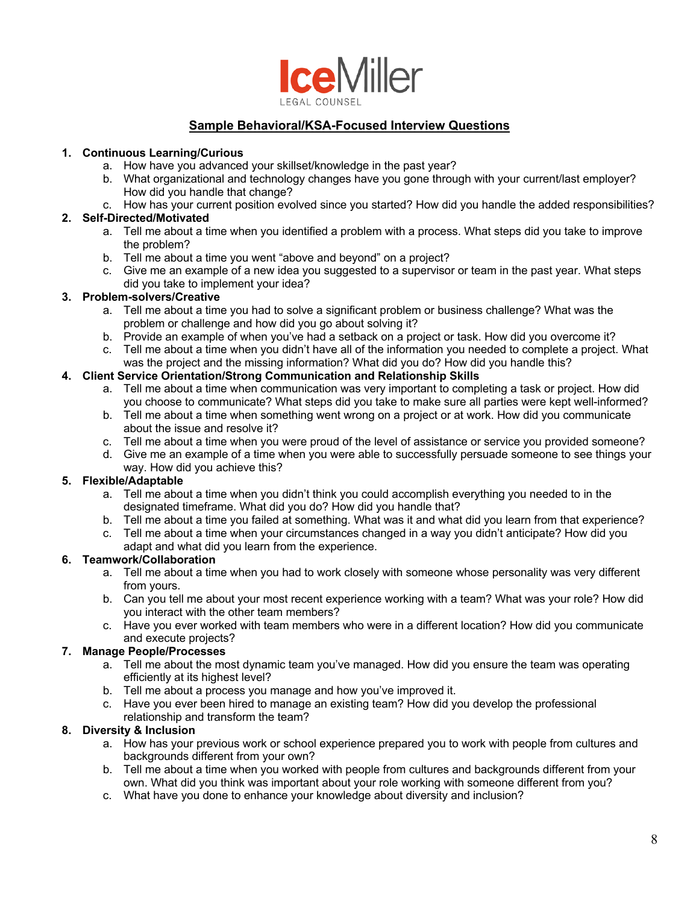IceMiller LEGAL COUNSEL

## Sample Behavioral/KSA-Focused Interview Questions

1. **Continuous Learning/Curious**
    a. How have you advanced your skillset/knowledge in the past year?
    b. What organizational and technology changes have you gone through with your current/last employer? How did you handle that change?
    c. How has your current position evolved since you started? How did you handle the added responsibilities?
2. **Self-Directed/Motivated**
    a. Tell me about a time when you identified a problem with a process. What steps did you take to improve the problem?
    b. Tell me about a time you went "above and beyond" on a project?
    c. Give me an example of a new idea you suggested to a supervisor or team in the past year. What steps did you take to implement your idea?
3. **Problem-solvers/Creative**
    a. Tell me about a time you had to solve a significant problem or business challenge? What was the problem or challenge and how did you go about solving it?
    b. Provide an example of when you've had a setback on a project or task. How did you overcome it?
    c. Tell me about a time when you didn't have all of the information you needed to complete a project. What was the project and the missing information? What did you do? How did you handle this?
4. **Client Service Orientation/Strong Communication and Relationship Skills**
    a. Tell me about a time when communication was very important to completing a task or project. How did you choose to communicate? What steps did you take to make sure all parties were kept well-informed?
    b. Tell me about a time when something went wrong on a project or at work. How did you communicate about the issue and resolve it?
    c. Tell me about a time when you were proud of the level of assistance or service you provided someone?
    d. Give me an example of a time when you were able to successfully persuade someone to see things your way. How did you achieve this?
5. **Flexible/Adaptable**
    a. Tell me about a time when you didn't think you could accomplish everything you needed to in the designated timeframe. What did you do? How did you handle that?
    b. Tell me about a time you failed at something. What was it and what did you learn from that experience?
    c. Tell me about a time when your circumstances changed in a way you didn't anticipate? How did you adapt and what did you learn from the experience.
6. **Teamwork/Collaboration**
    a. Tell me about a time when you had to work closely with someone whose personality was very different from yours.
    b. Can you tell me about your most recent experience working with a team? What was your role? How did you interact with the other team members?
    c. Have you ever worked with team members who were in a different location? How did you communicate and execute projects?
7. **Manage People/Processes**
    a. Tell me about the most dynamic team you've managed. How did you ensure the team was operating efficiently at its highest level?
    b. Tell me about a process you manage and how you've improved it.
    c. Have you ever been hired to manage an existing team? How did you develop the professional relationship and transform the team?
8. **Diversity & Inclusion**
    a. How has your previous work or school experience prepared you to work with people from cultures and backgrounds different from your own?
    b. Tell me about a time when you worked with people from cultures and backgrounds different from your own. What did you think was important about your role working with someone different from you?
    c. What have you done to enhance your knowledge about diversity and inclusion?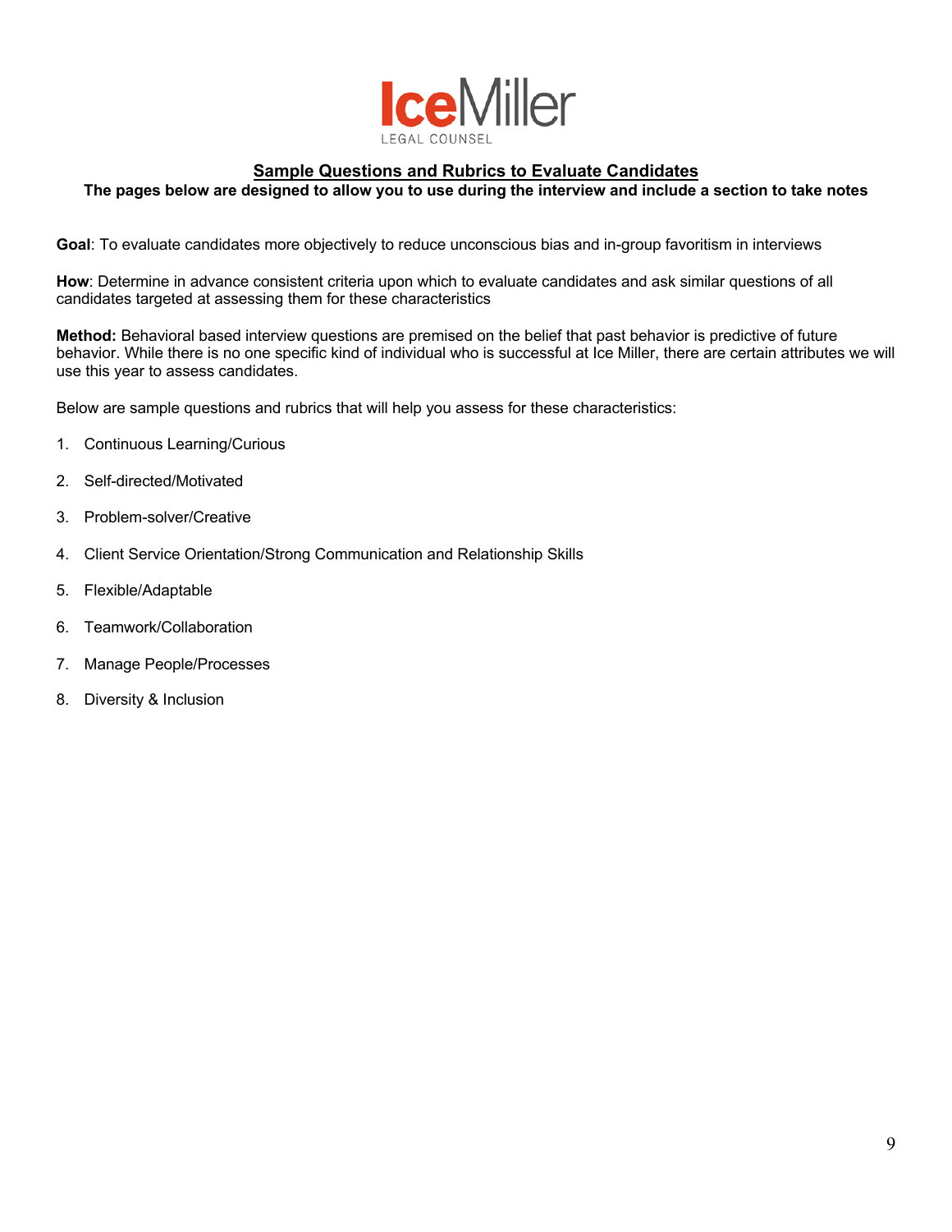**Ice Miller**
LEGAL COUNSEL

## Sample Questions and Rubrics to Evaluate Candidates

**The pages below are designed to allow you to use during the interview and include a section to take notes**

**Goal**: To evaluate candidates more objectively to reduce unconscious bias and in-group favoritism in interviews

**How**: Determine in advance consistent criteria upon which to evaluate candidates and ask similar questions of all candidates targeted at assessing them for these characteristics

**Method:** Behavioral based interview questions are premised on the belief that past behavior is predictive of future behavior. While there is no one specific kind of individual who is successful at Ice Miller, there are certain attributes we will use this year to assess candidates.

Below are sample questions and rubrics that will help you assess for these characteristics:

1. Continuous Learning/Curious
2. Self-directed/Motivated
3. Problem-solver/Creative
4. Client Service Orientation/Strong Communication and Relationship Skills
5. Flexible/Adaptable
6. Teamwork/Collaboration
7. Manage People/Processes
8. Diversity & Inclusion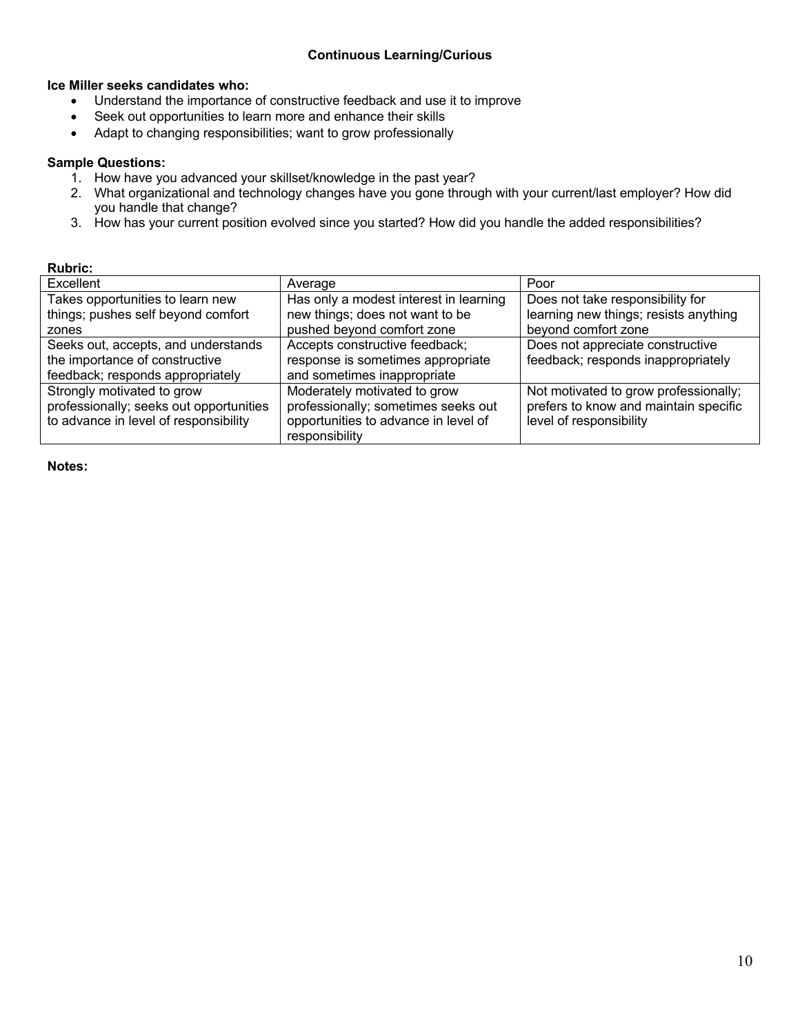## Continuous Learning/Curious

**Ice Miller seeks candidates who:**

- Understand the importance of constructive feedback and use it to improve
- Seek out opportunities to learn more and enhance their skills
- Adapt to changing responsibilities; want to grow professionally

**Sample Questions:**

1. How have you advanced your skillset/knowledge in the past year?
2. What organizational and technology changes have you gone through with your current/last employer? How did you handle that change?
3. How has your current position evolved since you started? How did you handle the added responsibilities?

**Rubric:**

| Excellent | Average | Poor |
| --- | --- | --- |
| Takes opportunities to learn new things; pushes self beyond comfort zones | Has only a modest interest in learning new things; does not want to be pushed beyond comfort zone | Does not take responsibility for learning new things; resists anything beyond comfort zone |
| Seeks out, accepts, and understands the importance of constructive feedback; responds appropriately | Accepts constructive feedback; response is sometimes appropriate and sometimes inappropriate | Does not appreciate constructive feedback; responds inappropriately |
| Strongly motivated to grow professionally; seeks out opportunities to advance in level of responsibility | Moderately motivated to grow professionally; sometimes seeks out opportunities to advance in level of responsibility | Not motivated to grow professionally; prefers to know and maintain specific level of responsibility |

**Notes:**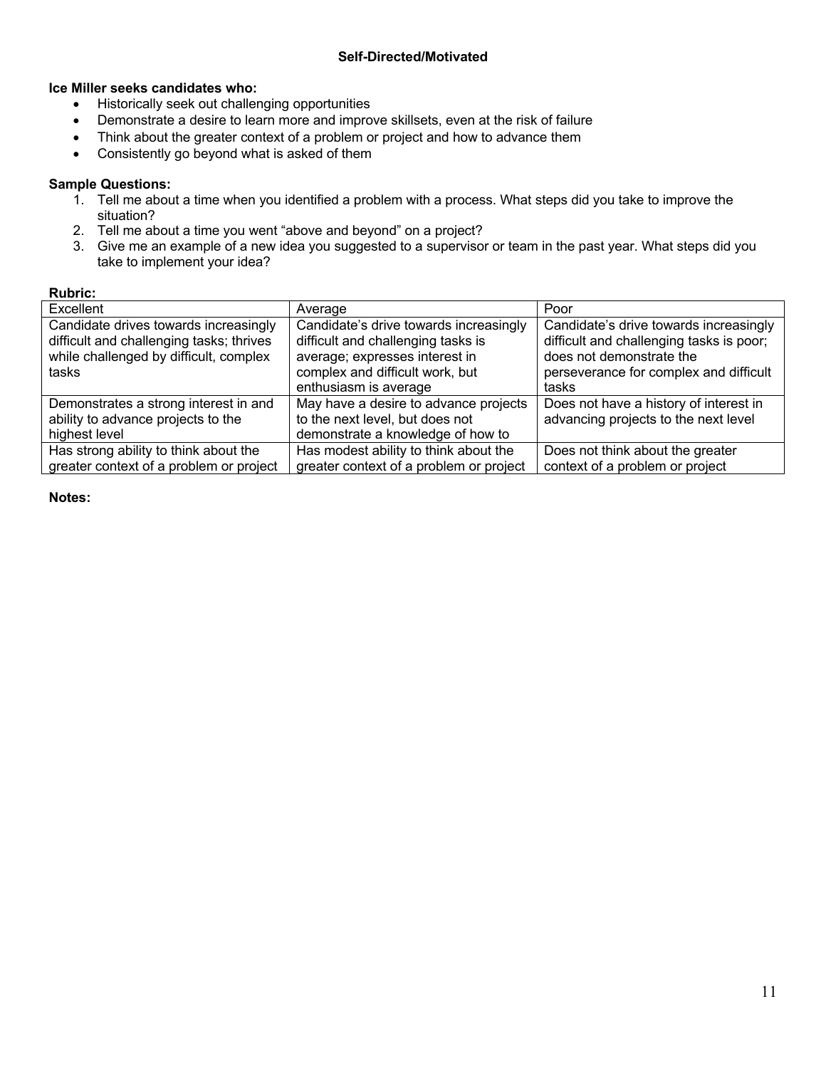## Self-Directed/Motivated

**Ice Miller seeks candidates who:**

- Historically seek out challenging opportunities
- Demonstrate a desire to learn more and improve skillsets, even at the risk of failure
- Think about the greater context of a problem or project and how to advance them
- Consistently go beyond what is asked of them

**Sample Questions:**

1. Tell me about a time when you identified a problem with a process. What steps did you take to improve the situation?
2. Tell me about a time you went "above and beyond" on a project?
3. Give me an example of a new idea you suggested to a supervisor or team in the past year. What steps did you take to implement your idea?

**Rubric:**

| Excellent | Average | Poor |
|---|---|---|
| Candidate drives towards increasingly difficult and challenging tasks; thrives while challenged by difficult, complex tasks | Candidate's drive towards increasingly difficult and challenging tasks is average; expresses interest in complex and difficult work, but enthusiasm is average | Candidate's drive towards increasingly difficult and challenging tasks is poor; does not demonstrate the perseverance for complex and difficult tasks |
| Demonstrates a strong interest in and ability to advance projects to the highest level | May have a desire to advance projects to the next level, but does not demonstrate a knowledge of how to | Does not have a history of interest in advancing projects to the next level |
| Has strong ability to think about the greater context of a problem or project | Has modest ability to think about the greater context of a problem or project | Does not think about the greater context of a problem or project |

**Notes:**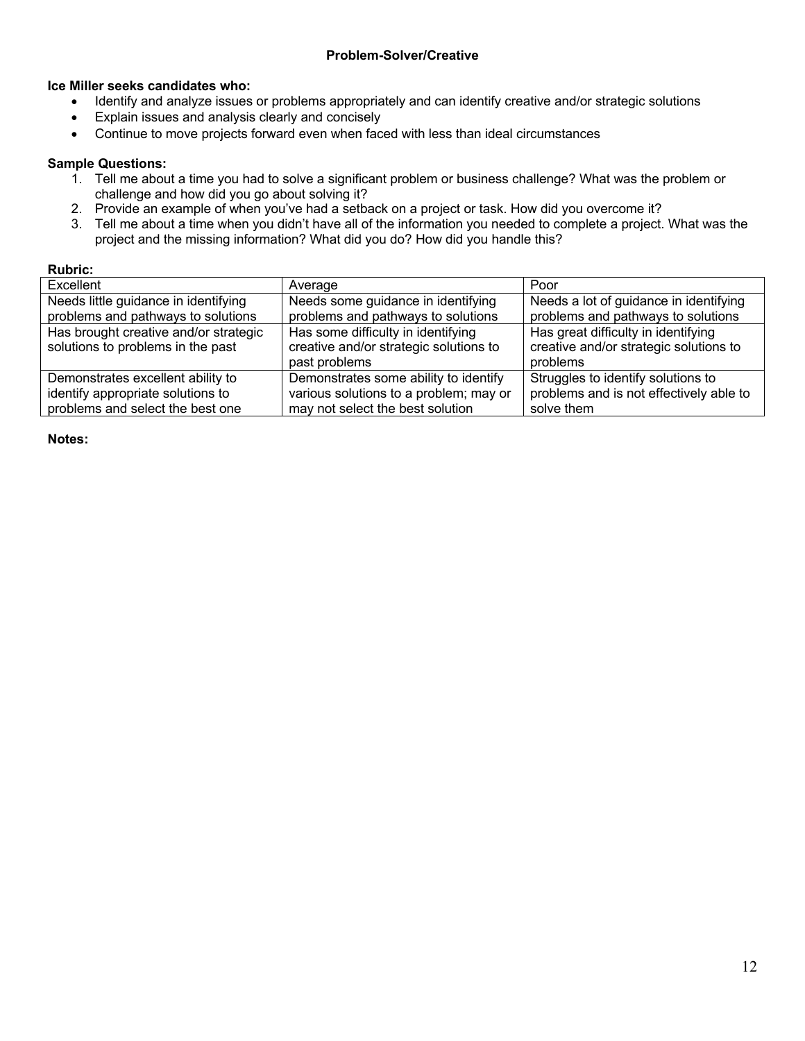## Problem-Solver/Creative

**Ice Miller seeks candidates who:**

- Identify and analyze issues or problems appropriately and can identify creative and/or strategic solutions
- Explain issues and analysis clearly and concisely
- Continue to move projects forward even when faced with less than ideal circumstances

**Sample Questions:**

1. Tell me about a time you had to solve a significant problem or business challenge? What was the problem or challenge and how did you go about solving it?
2. Provide an example of when you've had a setback on a project or task. How did you overcome it?
3. Tell me about a time when you didn't have all of the information you needed to complete a project. What was the project and the missing information? What did you do? How did you handle this?

**Rubric:**

| Excellent | Average | Poor |
|---|---|---|
| Needs little guidance in identifying problems and pathways to solutions | Needs some guidance in identifying problems and pathways to solutions | Needs a lot of guidance in identifying problems and pathways to solutions |
| Has brought creative and/or strategic solutions to problems in the past | Has some difficulty in identifying creative and/or strategic solutions to past problems | Has great difficulty in identifying creative and/or strategic solutions to problems |
| Demonstrates excellent ability to identify appropriate solutions to problems and select the best one | Demonstrates some ability to identify various solutions to a problem; may or may not select the best solution | Struggles to identify solutions to problems and is not effectively able to solve them |

**Notes:**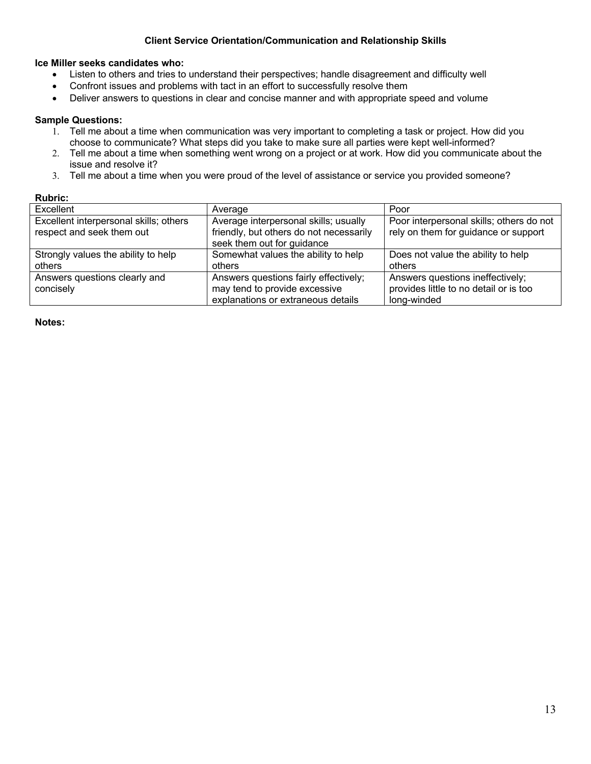## Client Service Orientation/Communication and Relationship Skills

**Ice Miller seeks candidates who:**

- Listen to others and tries to understand their perspectives; handle disagreement and difficulty well
- Confront issues and problems with tact in an effort to successfully resolve them
- Deliver answers to questions in clear and concise manner and with appropriate speed and volume

**Sample Questions:**

1. Tell me about a time when communication was very important to completing a task or project. How did you choose to communicate? What steps did you take to make sure all parties were kept well-informed?
2. Tell me about a time when something went wrong on a project or at work. How did you communicate about the issue and resolve it?
3. Tell me about a time when you were proud of the level of assistance or service you provided someone?

**Rubric:**

| Excellent | Average | Poor |
|---|---|---|
| Excellent interpersonal skills; others respect and seek them out | Average interpersonal skills; usually friendly, but others do not necessarily seek them out for guidance | Poor interpersonal skills; others do not rely on them for guidance or support |
| Strongly values the ability to help others | Somewhat values the ability to help others | Does not value the ability to help others |
| Answers questions clearly and concisely | Answers questions fairly effectively; may tend to provide excessive explanations or extraneous details | Answers questions ineffectively; provides little to no detail or is too long-winded |

**Notes:**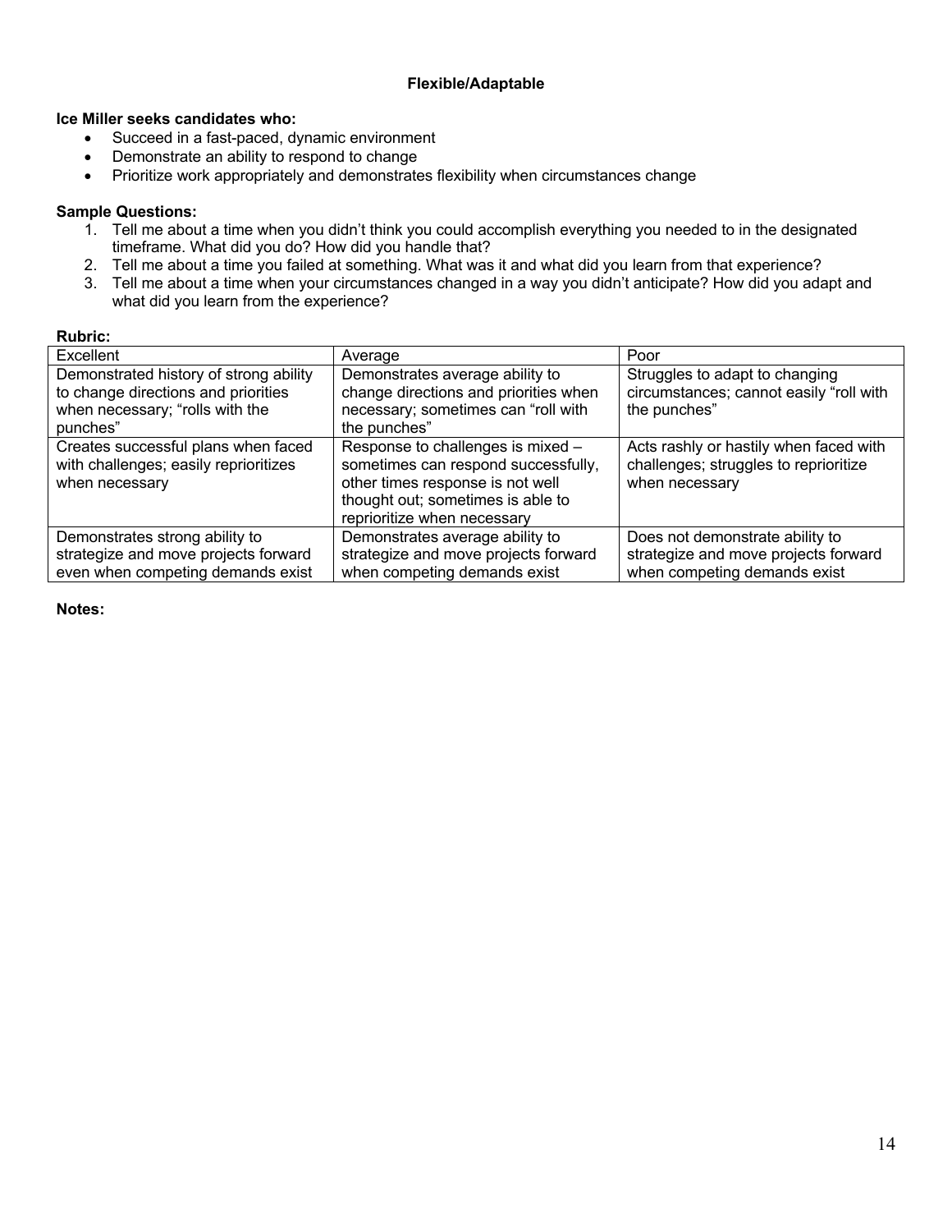## Flexible/Adaptable

**Ice Miller seeks candidates who:**

- Succeed in a fast-paced, dynamic environment
- Demonstrate an ability to respond to change
- Prioritize work appropriately and demonstrates flexibility when circumstances change

**Sample Questions:**

1. Tell me about a time when you didn't think you could accomplish everything you needed to in the designated timeframe. What did you do? How did you handle that?
2. Tell me about a time you failed at something. What was it and what did you learn from that experience?
3. Tell me about a time when your circumstances changed in a way you didn't anticipate? How did you adapt and what did you learn from the experience?

**Rubric:**

| Excellent | Average | Poor |
|---|---|---|
| Demonstrated history of strong ability to change directions and priorities when necessary; "rolls with the punches" | Demonstrates average ability to change directions and priorities when necessary; sometimes can "roll with the punches" | Struggles to adapt to changing circumstances; cannot easily "roll with the punches" |
| Creates successful plans when faced with challenges; easily reprioritizes when necessary | Response to challenges is mixed – sometimes can respond successfully, other times response is not well thought out; sometimes is able to reprioritize when necessary | Acts rashly or hastily when faced with challenges; struggles to reprioritize when necessary |
| Demonstrates strong ability to strategize and move projects forward even when competing demands exist | Demonstrates average ability to strategize and move projects forward when competing demands exist | Does not demonstrate ability to strategize and move projects forward when competing demands exist |

**Notes:**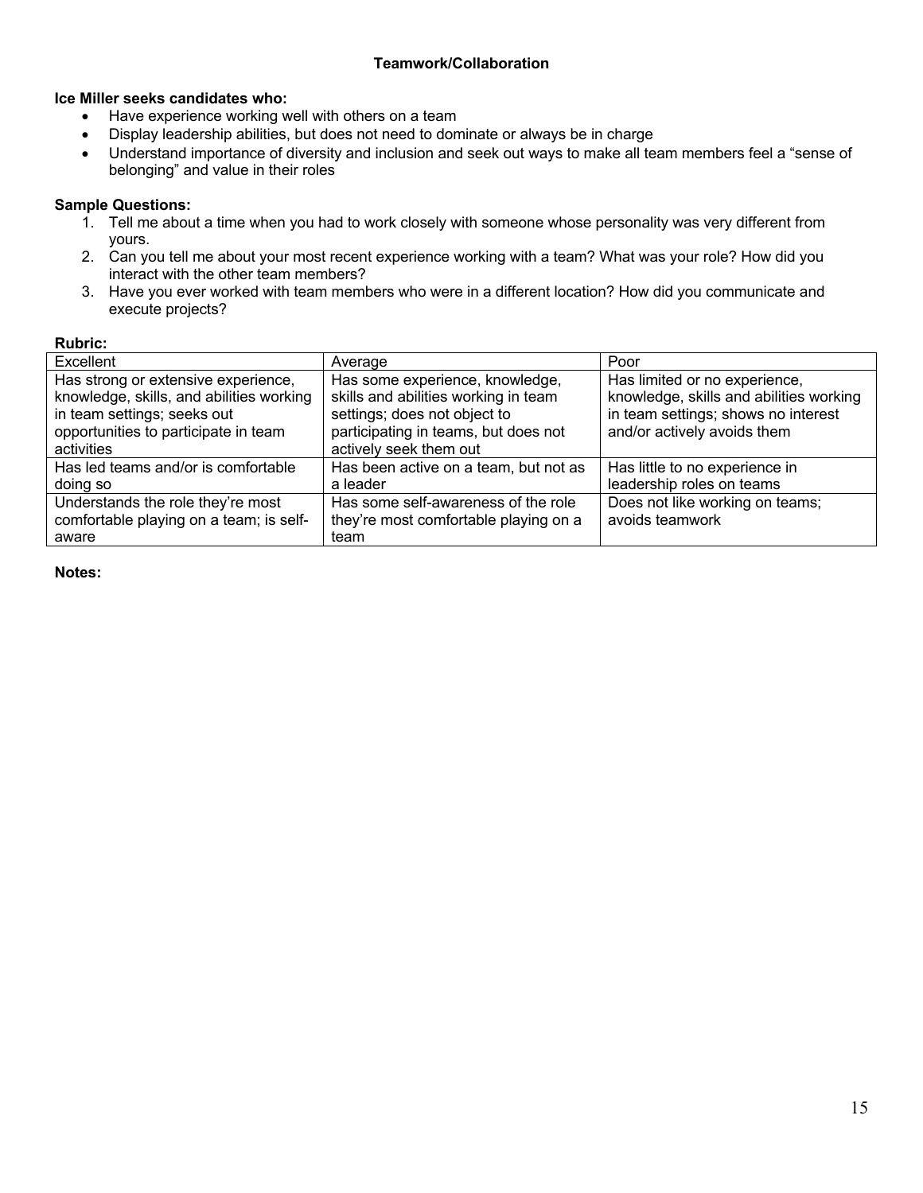## Teamwork/Collaboration

**Ice Miller seeks candidates who:**

- Have experience working well with others on a team
- Display leadership abilities, but does not need to dominate or always be in charge
- Understand importance of diversity and inclusion and seek out ways to make all team members feel a “sense of belonging” and value in their roles

**Sample Questions:**

1. Tell me about a time when you had to work closely with someone whose personality was very different from yours.
2. Can you tell me about your most recent experience working with a team? What was your role? How did you interact with the other team members?
3. Have you ever worked with team members who were in a different location? How did you communicate and execute projects?

**Rubric:**

| Excellent | Average | Poor |
|---|---|---|
| Has strong or extensive experience, knowledge, skills, and abilities working in team settings; seeks out opportunities to participate in team activities | Has some experience, knowledge, skills and abilities working in team settings; does not object to participating in teams, but does not actively seek them out | Has limited or no experience, knowledge, skills and abilities working in team settings; shows no interest and/or actively avoids them |
| Has led teams and/or is comfortable doing so | Has been active on a team, but not as a leader | Has little to no experience in leadership roles on teams |
| Understands the role they’re most comfortable playing on a team; is self-aware | Has some self-awareness of the role they’re most comfortable playing on a team | Does not like working on teams; avoids teamwork |

**Notes:**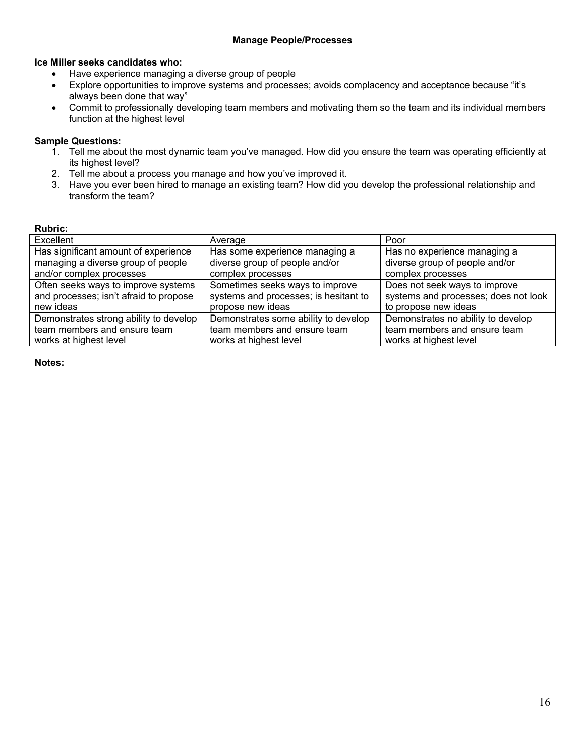## Manage People/Processes

**Ice Miller seeks candidates who:**

- Have experience managing a diverse group of people
- Explore opportunities to improve systems and processes; avoids complacency and acceptance because "it's always been done that way"
- Commit to professionally developing team members and motivating them so the team and its individual members function at the highest level

**Sample Questions:**

1. Tell me about the most dynamic team you've managed. How did you ensure the team was operating efficiently at its highest level?
2. Tell me about a process you manage and how you've improved it.
3. Have you ever been hired to manage an existing team? How did you develop the professional relationship and transform the team?

**Rubric:**

| Excellent | Average | Poor |
|---|---|---|
| Has significant amount of experience managing a diverse group of people and/or complex processes | Has some experience managing a diverse group of people and/or complex processes | Has no experience managing a diverse group of people and/or complex processes |
| Often seeks ways to improve systems and processes; isn't afraid to propose new ideas | Sometimes seeks ways to improve systems and processes; is hesitant to propose new ideas | Does not seek ways to improve systems and processes; does not look to propose new ideas |
| Demonstrates strong ability to develop team members and ensure team works at highest level | Demonstrates some ability to develop team members and ensure team works at highest level | Demonstrates no ability to develop team members and ensure team works at highest level |

**Notes:**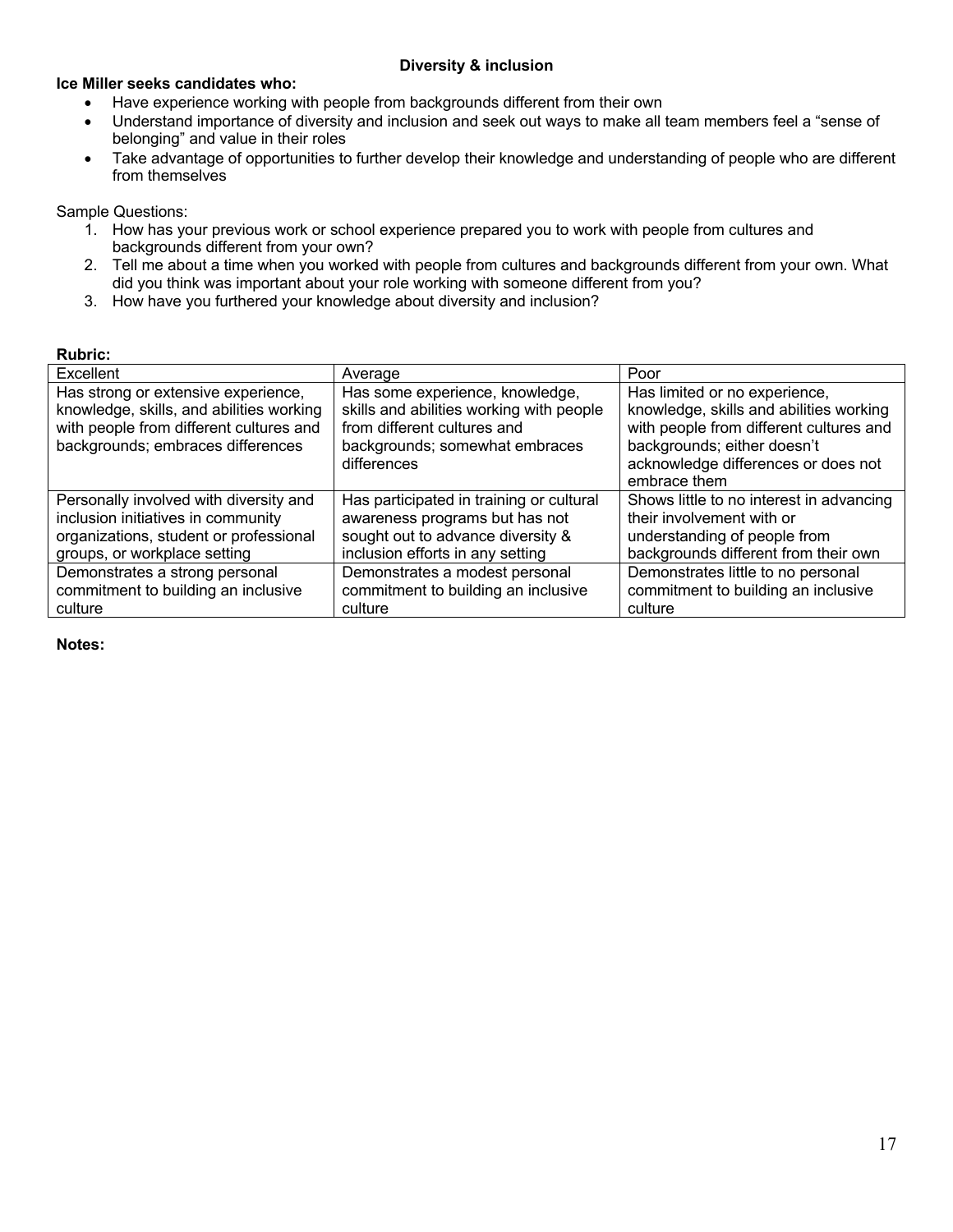## Diversity & inclusion

**Ice Miller seeks candidates who:**

- Have experience working with people from backgrounds different from their own
- Understand importance of diversity and inclusion and seek out ways to make all team members feel a "sense of belonging" and value in their roles
- Take advantage of opportunities to further develop their knowledge and understanding of people who are different from themselves

Sample Questions:

1. How has your previous work or school experience prepared you to work with people from cultures and backgrounds different from your own?
2. Tell me about a time when you worked with people from cultures and backgrounds different from your own. What did you think was important about your role working with someone different from you?
3. How have you furthered your knowledge about diversity and inclusion?

**Rubric:**

| Excellent | Average | Poor |
|---|---|---|
| Has strong or extensive experience, knowledge, skills, and abilities working with people from different cultures and backgrounds; embraces differences | Has some experience, knowledge, skills and abilities working with people from different cultures and backgrounds; somewhat embraces differences | Has limited or no experience, knowledge, skills and abilities working with people from different cultures and backgrounds; either doesn't acknowledge differences or does not embrace them |
| Personally involved with diversity and inclusion initiatives in community organizations, student or professional groups, or workplace setting | Has participated in training or cultural awareness programs but has not sought out to advance diversity & inclusion efforts in any setting | Shows little to no interest in advancing their involvement with or understanding of people from backgrounds different from their own |
| Demonstrates a strong personal commitment to building an inclusive culture | Demonstrates a modest personal commitment to building an inclusive culture | Demonstrates little to no personal commitment to building an inclusive culture |

**Notes:**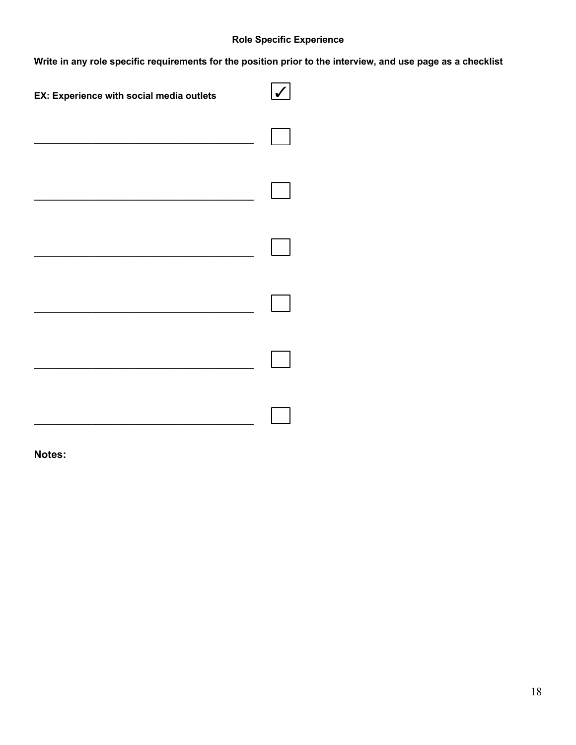**Role Specific Experience**

**Write in any role specific requirements for the position prior to the interview, and use page as a checklist**

**EX: Experience with social media outlets** ☑

_______________________________________ ☐

_______________________________________ ☐

_______________________________________ ☐

_______________________________________ ☐

_______________________________________ ☐

_______________________________________ ☐

**Notes:**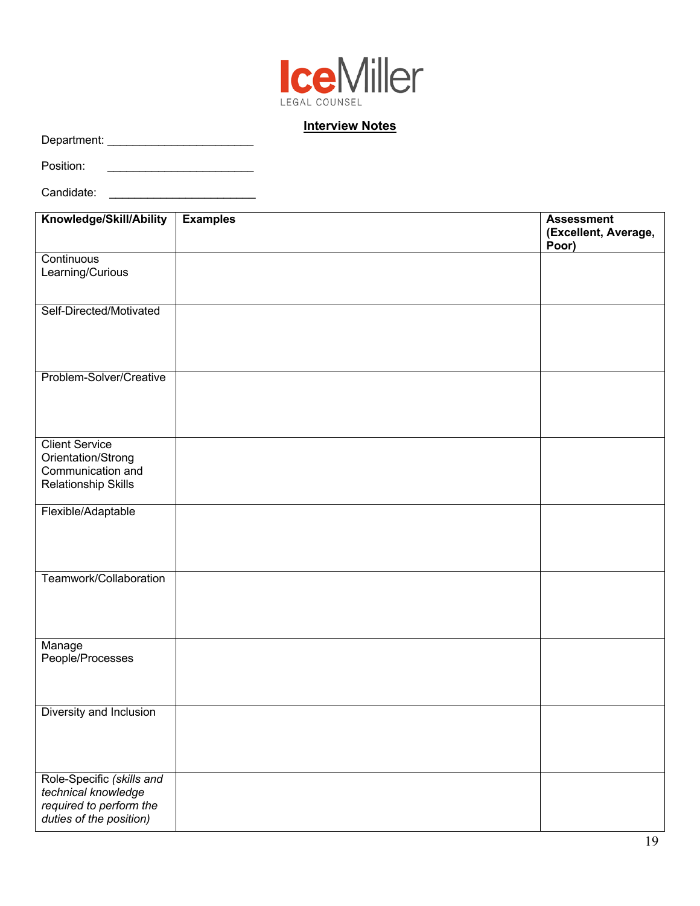IceMiller
LEGAL COUNSEL

## Interview Notes

Department: ______________________

Position: ______________________

Candidate: ______________________

| Knowledge/Skill/Ability | Examples | Assessment (Excellent, Average, Poor) |
| --- | --- | --- |
| Continuous Learning/Curious | | |
| Self-Directed/Motivated | | |
| Problem-Solver/Creative | | |
| Client Service Orientation/Strong Communication and Relationship Skills | | |
| Flexible/Adaptable | | |
| Teamwork/Collaboration | | |
| Manage People/Processes | | |
| Diversity and Inclusion | | |
| Role-Specific *(skills and technical knowledge required to perform the duties of the position)* | | |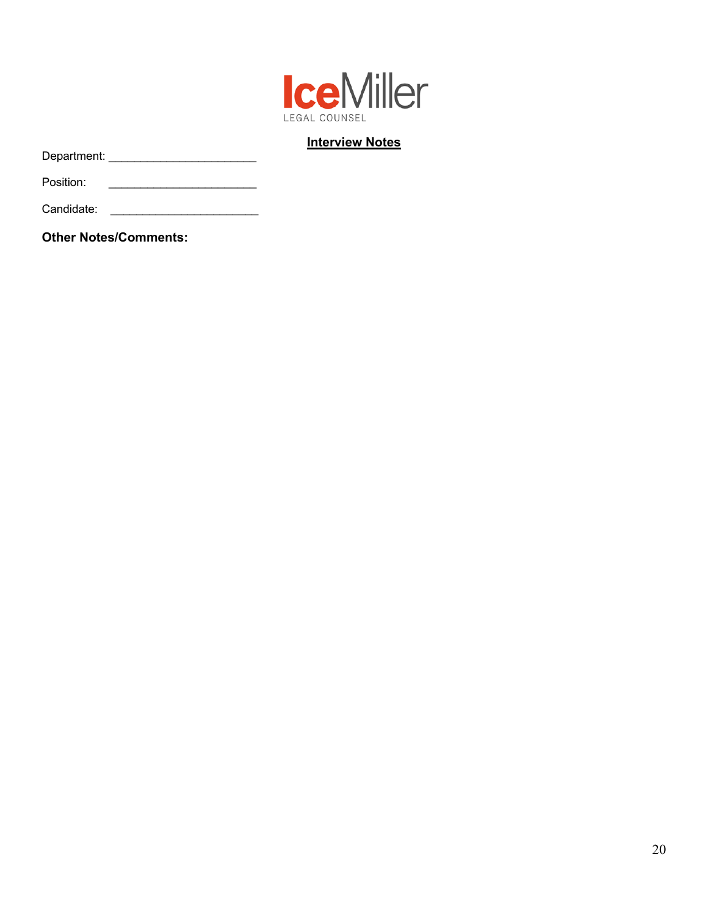Ice Miller
LEGAL COUNSEL

**Interview Notes**

Department: _______________________

Position: _______________________

Candidate: _______________________

**Other Notes/Comments:**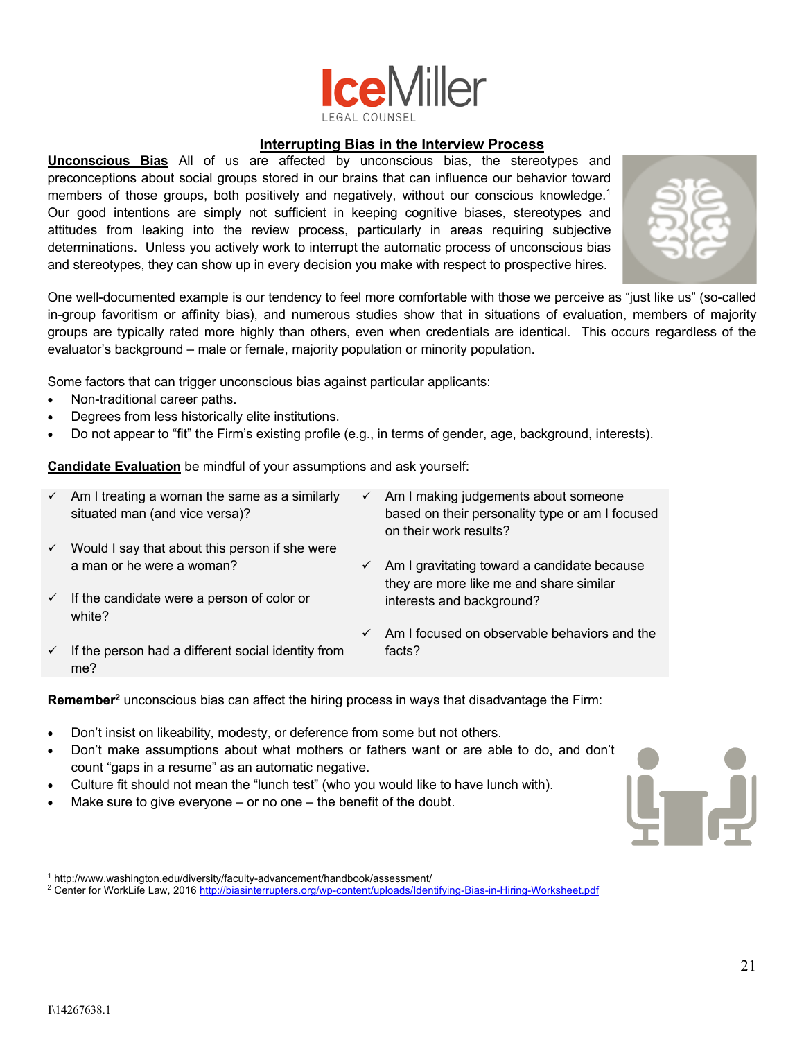IceMiller
LEGAL COUNSEL

## Interrupting Bias in the Interview Process

**Unconscious Bias** All of us are affected by unconscious bias, the stereotypes and preconceptions about social groups stored in our brains that can influence our behavior toward members of those groups, both positively and negatively, without our conscious knowledge.[1] Our good intentions are simply not sufficient in keeping cognitive biases, stereotypes and attitudes from leaking into the review process, particularly in areas requiring subjective determinations. Unless you actively work to interrupt the automatic process of unconscious bias and stereotypes, they can show up in every decision you make with respect to prospective hires.

One well-documented example is our tendency to feel more comfortable with those we perceive as "just like us" (so-called in-group favoritism or affinity bias), and numerous studies show that in situations of evaluation, members of majority groups are typically rated more highly than others, even when credentials are identical. This occurs regardless of the evaluator's background – male or female, majority population or minority population.

Some factors that can trigger unconscious bias against particular applicants:

- Non-traditional career paths.
- Degrees from less historically elite institutions.
- Do not appear to "fit" the Firm's existing profile (e.g., in terms of gender, age, background, interests).

**Candidate Evaluation** be mindful of your assumptions and ask yourself:

- ✓ Am I treating a woman the same as a similarly situated man (and vice versa)?
- ✓ Would I say that about this person if she were a man or he were a woman?
- ✓ If the candidate were a person of color or white?
- ✓ If the person had a different social identity from me?
- ✓ Am I making judgements about someone based on their personality type or am I focused on their work results?
- ✓ Am I gravitating toward a candidate because they are more like me and share similar interests and background?
- ✓ Am I focused on observable behaviors and the facts?

**Remember**[2] unconscious bias can affect the hiring process in ways that disadvantage the Firm:

- Don't insist on likeability, modesty, or deference from some but not others.
- Don't make assumptions about what mothers or fathers want or are able to do, and don't count "gaps in a resume" as an automatic negative.
- Culture fit should not mean the "lunch test" (who you would like to have lunch with).
- Make sure to give everyone – or no one – the benefit of the doubt.

---

[1] http://www.washington.edu/diversity/faculty-advancement/handbook/assessment/

[2] Center for WorkLife Law, 2016 http://biasinterrupters.org/wp-content/uploads/Identifying-Bias-in-Hiring-Worksheet.pdf

I\14267638.1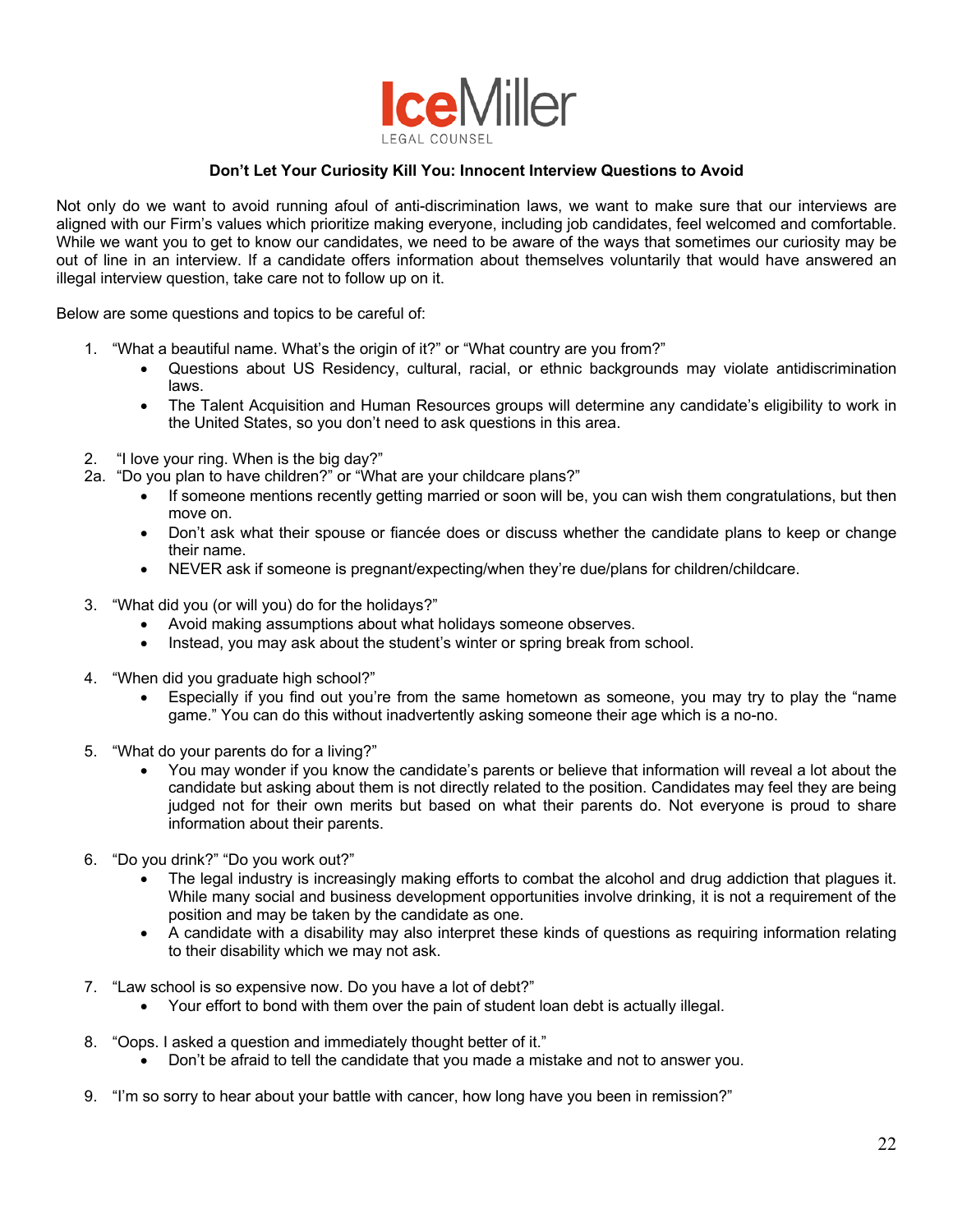**Ice**Miller
LEGAL COUNSEL

**Don't Let Your Curiosity Kill You: Innocent Interview Questions to Avoid**

Not only do we want to avoid running afoul of anti-discrimination laws, we want to make sure that our interviews are aligned with our Firm's values which prioritize making everyone, including job candidates, feel welcomed and comfortable. While we want you to get to know our candidates, we need to be aware of the ways that sometimes our curiosity may be out of line in an interview. If a candidate offers information about themselves voluntarily that would have answered an illegal interview question, take care not to follow up on it.

Below are some questions and topics to be careful of:

1. "What a beautiful name. What's the origin of it?" or "What country are you from?"
   - Questions about US Residency, cultural, racial, or ethnic backgrounds may violate antidiscrimination laws.
   - The Talent Acquisition and Human Resources groups will determine any candidate's eligibility to work in the United States, so you don't need to ask questions in this area.

2. "I love your ring. When is the big day?"

2a. "Do you plan to have children?" or "What are your childcare plans?"
   - If someone mentions recently getting married or soon will be, you can wish them congratulations, but then move on.
   - Don't ask what their spouse or fiancée does or discuss whether the candidate plans to keep or change their name.
   - NEVER ask if someone is pregnant/expecting/when they're due/plans for children/childcare.

3. "What did you (or will you) do for the holidays?"
   - Avoid making assumptions about what holidays someone observes.
   - Instead, you may ask about the student's winter or spring break from school.

4. "When did you graduate high school?"
   - Especially if you find out you're from the same hometown as someone, you may try to play the "name game." You can do this without inadvertently asking someone their age which is a no-no.

5. "What do your parents do for a living?"
   - You may wonder if you know the candidate's parents or believe that information will reveal a lot about the candidate but asking about them is not directly related to the position. Candidates may feel they are being judged not for their own merits but based on what their parents do. Not everyone is proud to share information about their parents.

6. "Do you drink?" "Do you work out?"
   - The legal industry is increasingly making efforts to combat the alcohol and drug addiction that plagues it. While many social and business development opportunities involve drinking, it is not a requirement of the position and may be taken by the candidate as one.
   - A candidate with a disability may also interpret these kinds of questions as requiring information relating to their disability which we may not ask.

7. "Law school is so expensive now. Do you have a lot of debt?"
   - Your effort to bond with them over the pain of student loan debt is actually illegal.

8. "Oops. I asked a question and immediately thought better of it."
   - Don't be afraid to tell the candidate that you made a mistake and not to answer you.

9. "I'm so sorry to hear about your battle with cancer, how long have you been in remission?"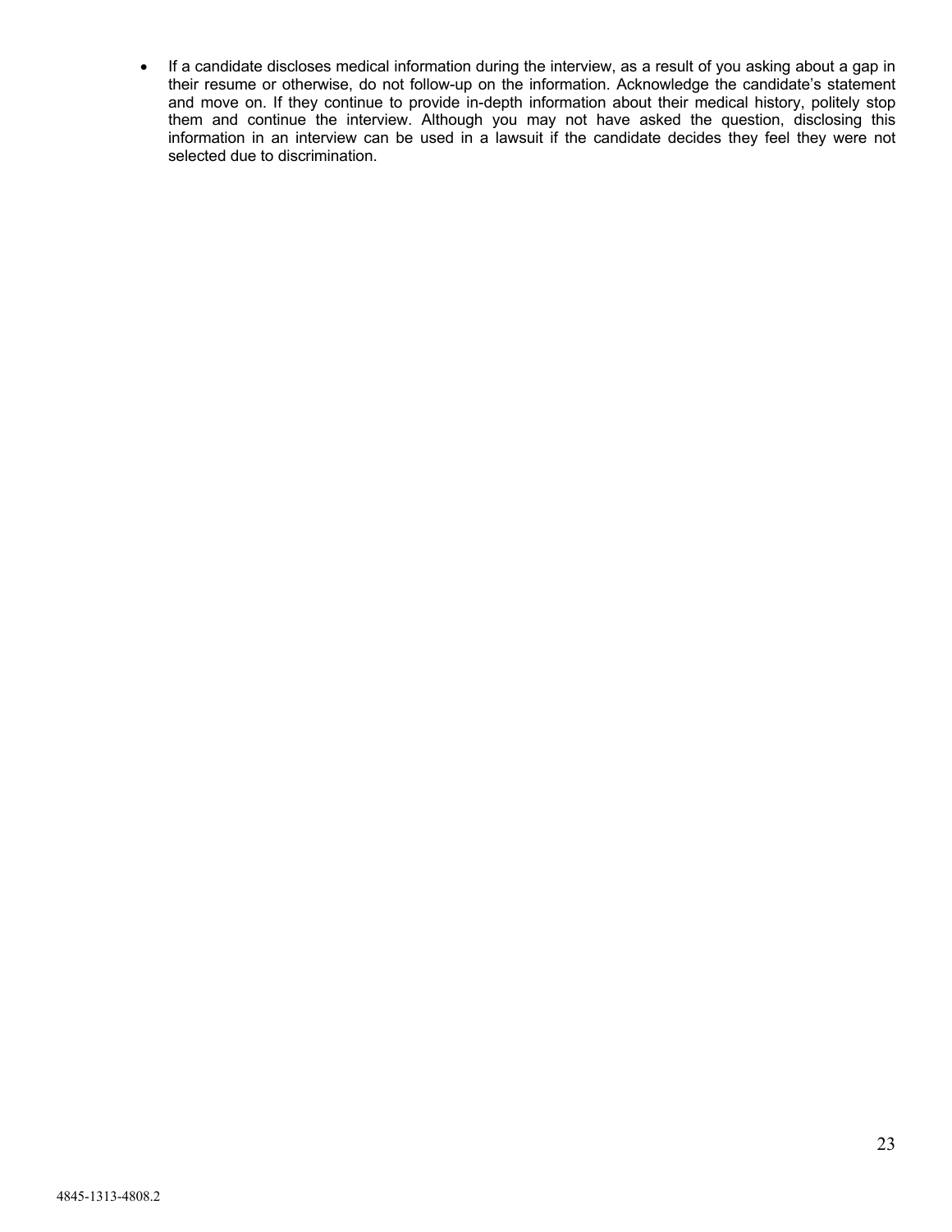- If a candidate discloses medical information during the interview, as a result of you asking about a gap in their resume or otherwise, do not follow-up on the information. Acknowledge the candidate's statement and move on. If they continue to provide in-depth information about their medical history, politely stop them and continue the interview. Although you may not have asked the question, disclosing this information in an interview can be used in a lawsuit if the candidate decides they feel they were not selected due to discrimination.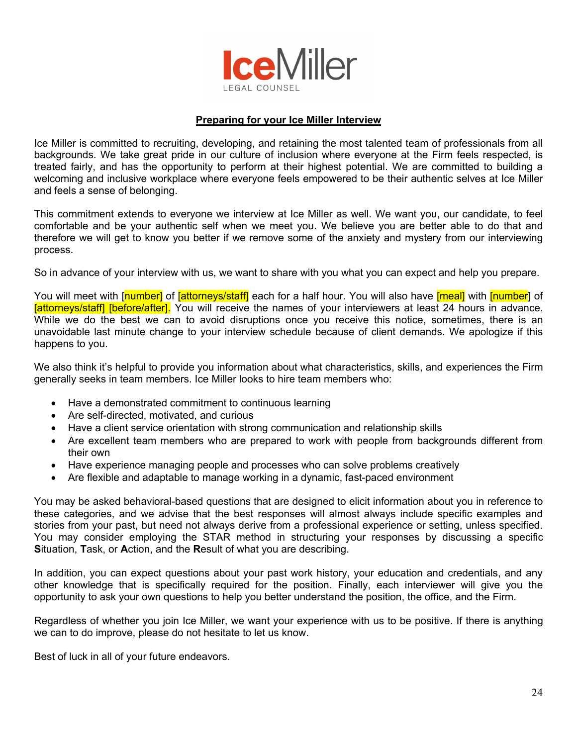IceMiller
LEGAL COUNSEL

**Preparing for your Ice Miller Interview**

Ice Miller is committed to recruiting, developing, and retaining the most talented team of professionals from all backgrounds. We take great pride in our culture of inclusion where everyone at the Firm feels respected, is treated fairly, and has the opportunity to perform at their highest potential. We are committed to building a welcoming and inclusive workplace where everyone feels empowered to be their authentic selves at Ice Miller and feels a sense of belonging.

This commitment extends to everyone we interview at Ice Miller as well. We want you, our candidate, to feel comfortable and be your authentic self when we meet you. We believe you are better able to do that and therefore we will get to know you better if we remove some of the anxiety and mystery from our interviewing process.

So in advance of your interview with us, we want to share with you what you can expect and help you prepare.

You will meet with [number] of [attorneys/staff] each for a half hour. You will also have [meal] with [number] of [attorneys/staff] [before/after]. You will receive the names of your interviewers at least 24 hours in advance. While we do the best we can to avoid disruptions once you receive this notice, sometimes, there is an unavoidable last minute change to your interview schedule because of client demands. We apologize if this happens to you.

We also think it's helpful to provide you information about what characteristics, skills, and experiences the Firm generally seeks in team members. Ice Miller looks to hire team members who:

- Have a demonstrated commitment to continuous learning
- Are self-directed, motivated, and curious
- Have a client service orientation with strong communication and relationship skills
- Are excellent team members who are prepared to work with people from backgrounds different from their own
- Have experience managing people and processes who can solve problems creatively
- Are flexible and adaptable to manage working in a dynamic, fast-paced environment

You may be asked behavioral-based questions that are designed to elicit information about you in reference to these categories, and we advise that the best responses will almost always include specific examples and stories from your past, but need not always derive from a professional experience or setting, unless specified. You may consider employing the STAR method in structuring your responses by discussing a specific **S**ituation, **T**ask, or **A**ction, and the **R**esult of what you are describing.

In addition, you can expect questions about your past work history, your education and credentials, and any other knowledge that is specifically required for the position. Finally, each interviewer will give you the opportunity to ask your own questions to help you better understand the position, the office, and the Firm.

Regardless of whether you join Ice Miller, we want your experience with us to be positive. If there is anything we can to do improve, please do not hesitate to let us know.

Best of luck in all of your future endeavors.